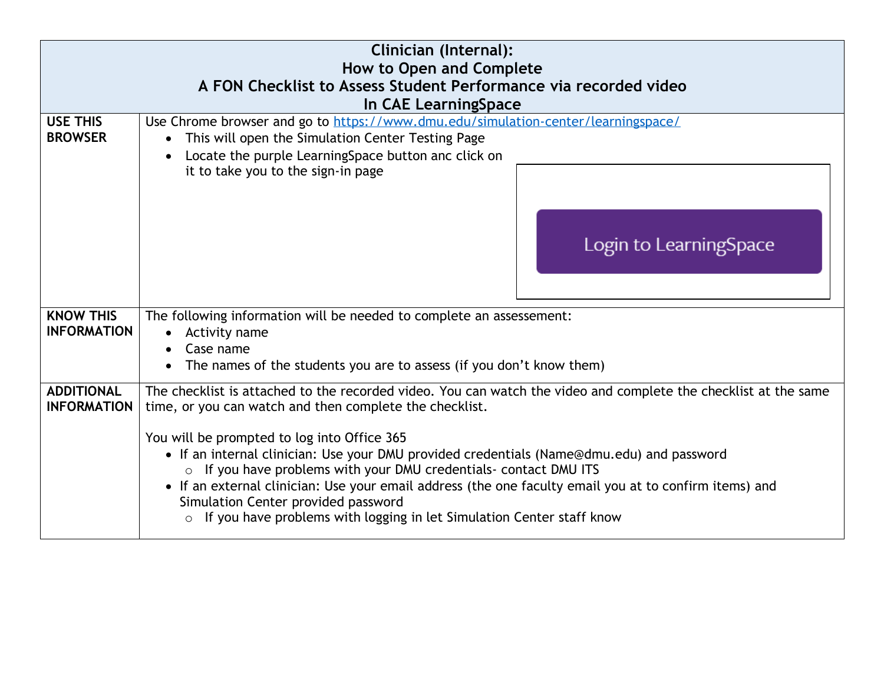# Clinician (Internal): How to Open and Complete A FON Checklist to Assess Student Performance via recorded video In CAE LearningSpace

| | |
|---|---|
| **USE THIS BROWSER** | Use Chrome browser and go to https://www.dmu.edu/simulation-center/learningspace/<br>• This will open the Simulation Center Testing Page<br>• Locate the purple LearningSpace button anc click on it to take you to the sign-in page<br><br>Login to LearningSpace |
| **KNOW THIS INFORMATION** | The following information will be needed to complete an assessement:<br>• Activity name<br>• Case name<br>• The names of the students you are to assess (if you don't know them) |
| **ADDITIONAL INFORMATION** | The checklist is attached to the recorded video. You can watch the video and complete the checklist at the same time, or you can watch and then complete the checklist.<br><br>You will be prompted to log into Office 365<br>• If an internal clinician: Use your DMU provided credentials (Name@dmu.edu) and password<br>&nbsp;&nbsp;&nbsp;&nbsp;○ If you have problems with your DMU credentials- contact DMU ITS<br>• If an external clinician: Use your email address (the one faculty email you at to confirm items) and Simulation Center provided password<br>&nbsp;&nbsp;&nbsp;&nbsp;○ If you have problems with logging in let Simulation Center staff know |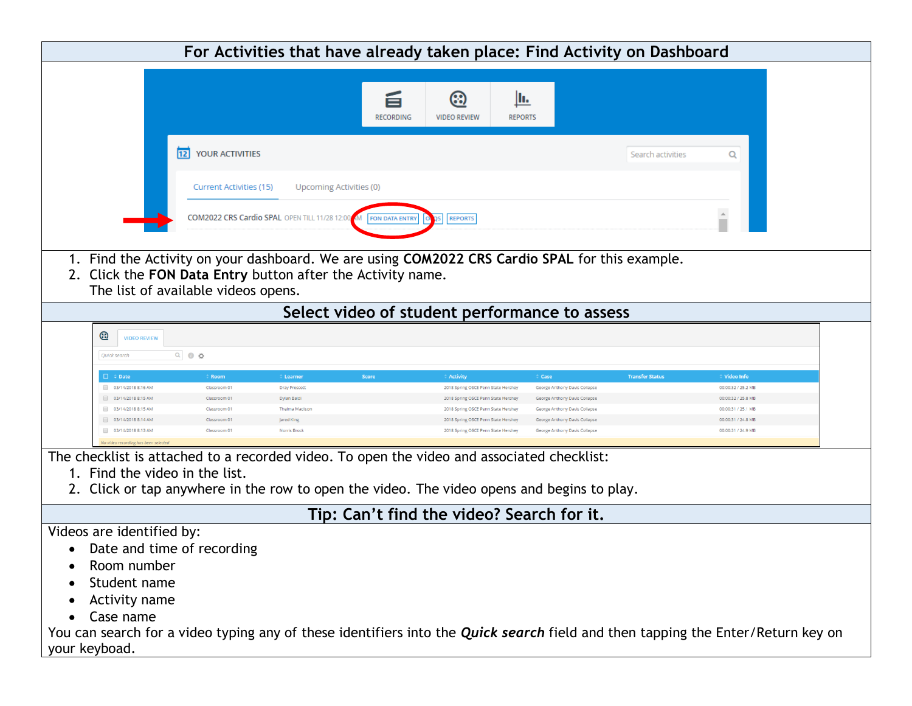## For Activities that have already taken place: Find Activity on Dashboard

1. Find the Activity on your dashboard. We are using **COM2022 CRS Cardio SPAL** for this example.
2. Click the **FON Data Entry** button after the Activity name.
   The list of available videos opens.

## Select video of student performance to assess

The checklist is attached to a recorded video. To open the video and associated checklist:

1. Find the video in the list.
2. Click or tap anywhere in the row to open the video. The video opens and begins to play.

## Tip: Can't find the video? Search for it.

Videos are identified by:

- Date and time of recording
- Room number
- Student name
- Activity name
- Case name

You can search for a video typing any of these identifiers into the ***Quick search*** field and then tapping the Enter/Return key on your keyboard.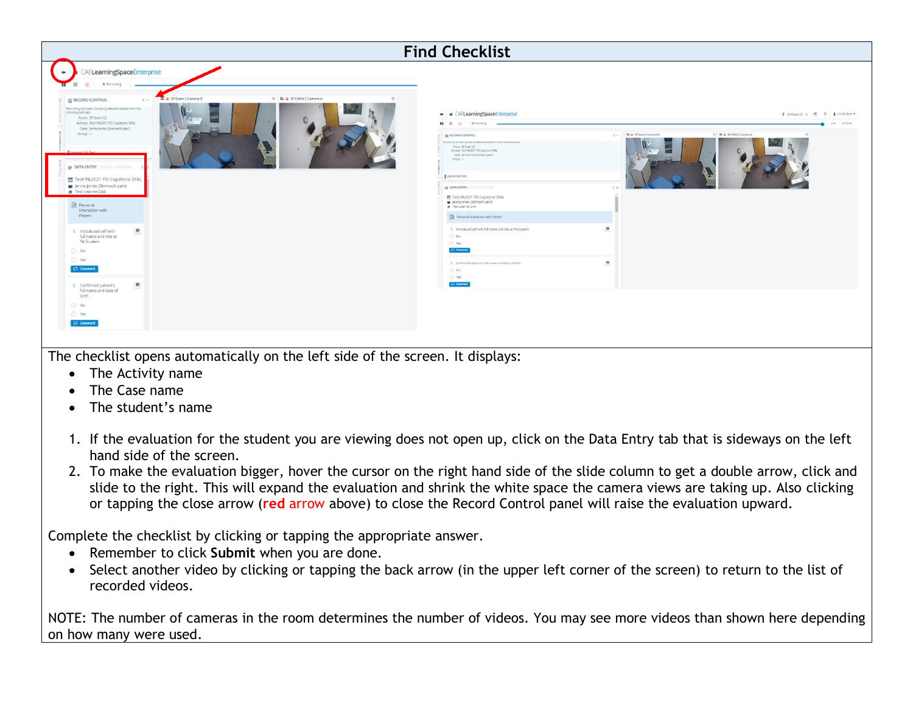## Find Checklist

The checklist opens automatically on the left side of the screen. It displays:

- The Activity name
- The Case name
- The student's name

1. If the evaluation for the student you are viewing does not open up, click on the Data Entry tab that is sideways on the left hand side of the screen.
2. To make the evaluation bigger, hover the cursor on the right hand side of the slide column to get a double arrow, click and slide to the right. This will expand the evaluation and shrink the white space the camera views are taking up. Also clicking or tapping the close arrow (**red** arrow above) to close the Record Control panel will raise the evaluation upward.

Complete the checklist by clicking or tapping the appropriate answer.

- Remember to click **Submit** when you are done.
- Select another video by clicking or tapping the back arrow (in the upper left corner of the screen) to return to the list of recorded videos.

NOTE: The number of cameras in the room determines the number of videos. You may see more videos than shown here depending on how many were used.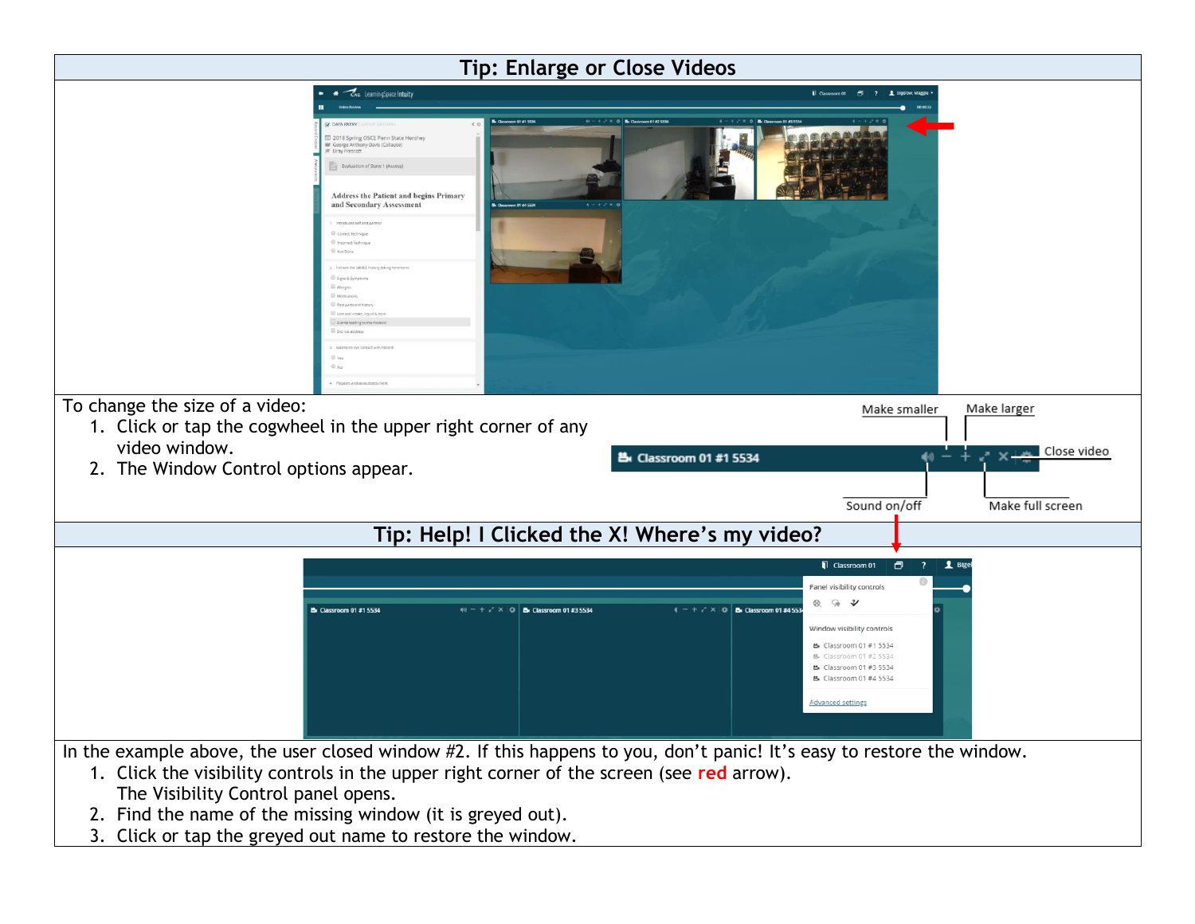## Tip: Enlarge or Close Videos

To change the size of a video:

1. Click or tap the cogwheel in the upper right corner of any video window.
2. The Window Control options appear.

## Tip: Help! I Clicked the X! Where's my video?

In the example above, the user closed window #2. If this happens to you, don't panic! It's easy to restore the window.

1. Click the visibility controls in the upper right corner of the screen (see **red** arrow). The Visibility Control panel opens.
2. Find the name of the missing window (it is greyed out).
3. Click or tap the greyed out name to restore the window.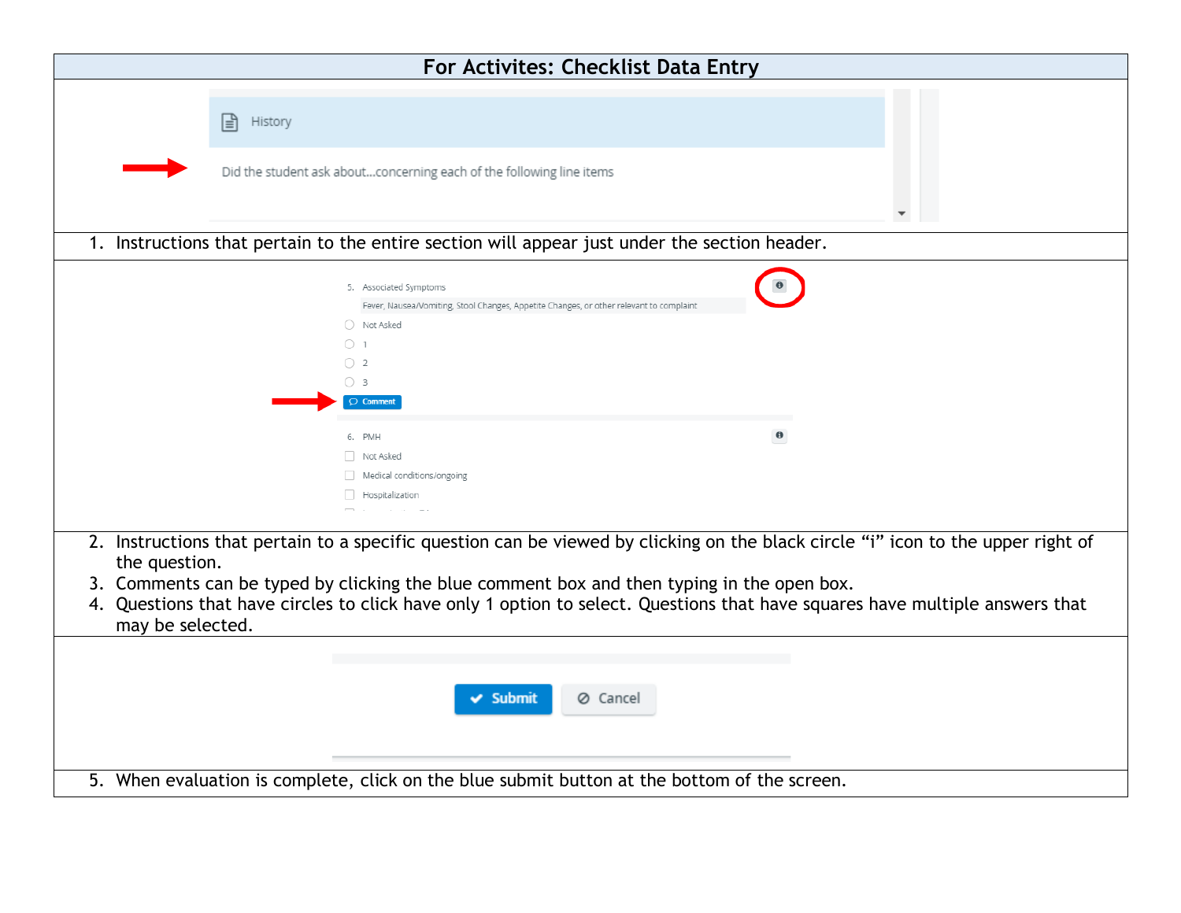## For Activites: Checklist Data Entry

History

Did the student ask about...concerning each of the following line items

1. Instructions that pertain to the entire section will appear just under the section header.

5. Associated Symptoms

Fever, Nausea/Vomiting, Stool Changes, Appetite Changes, or other relevant to complaint

Not Asked

1

2

3

Comment

6. PMH

Not Asked

Medical conditions/ongoing

Hospitalization

2. Instructions that pertain to a specific question can be viewed by clicking on the black circle "i" icon to the upper right of the question.
3. Comments can be typed by clicking the blue comment box and then typing in the open box.
4. Questions that have circles to click have only 1 option to select. Questions that have squares have multiple answers that may be selected.

Submit Cancel

5. When evaluation is complete, click on the blue submit button at the bottom of the screen.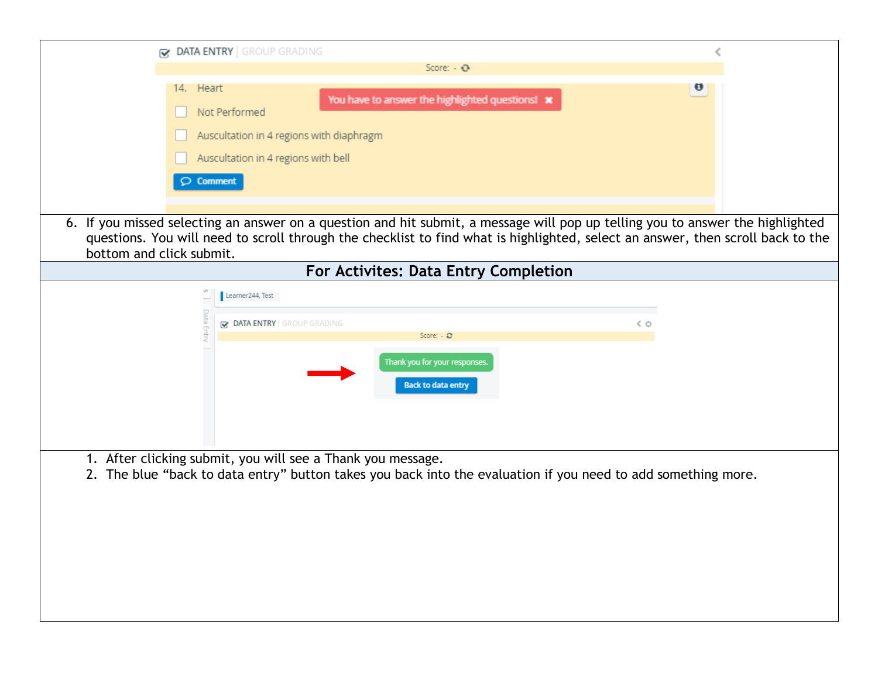6. If you missed selecting an answer on a question and hit submit, a message will pop up telling you to answer the highlighted questions. You will need to scroll through the checklist to find what is highlighted, select an answer, then scroll back to the bottom and click submit.

## For Activites: Data Entry Completion

1. After clicking submit, you will see a Thank you message.
2. The blue "back to data entry" button takes you back into the evaluation if you need to add something more.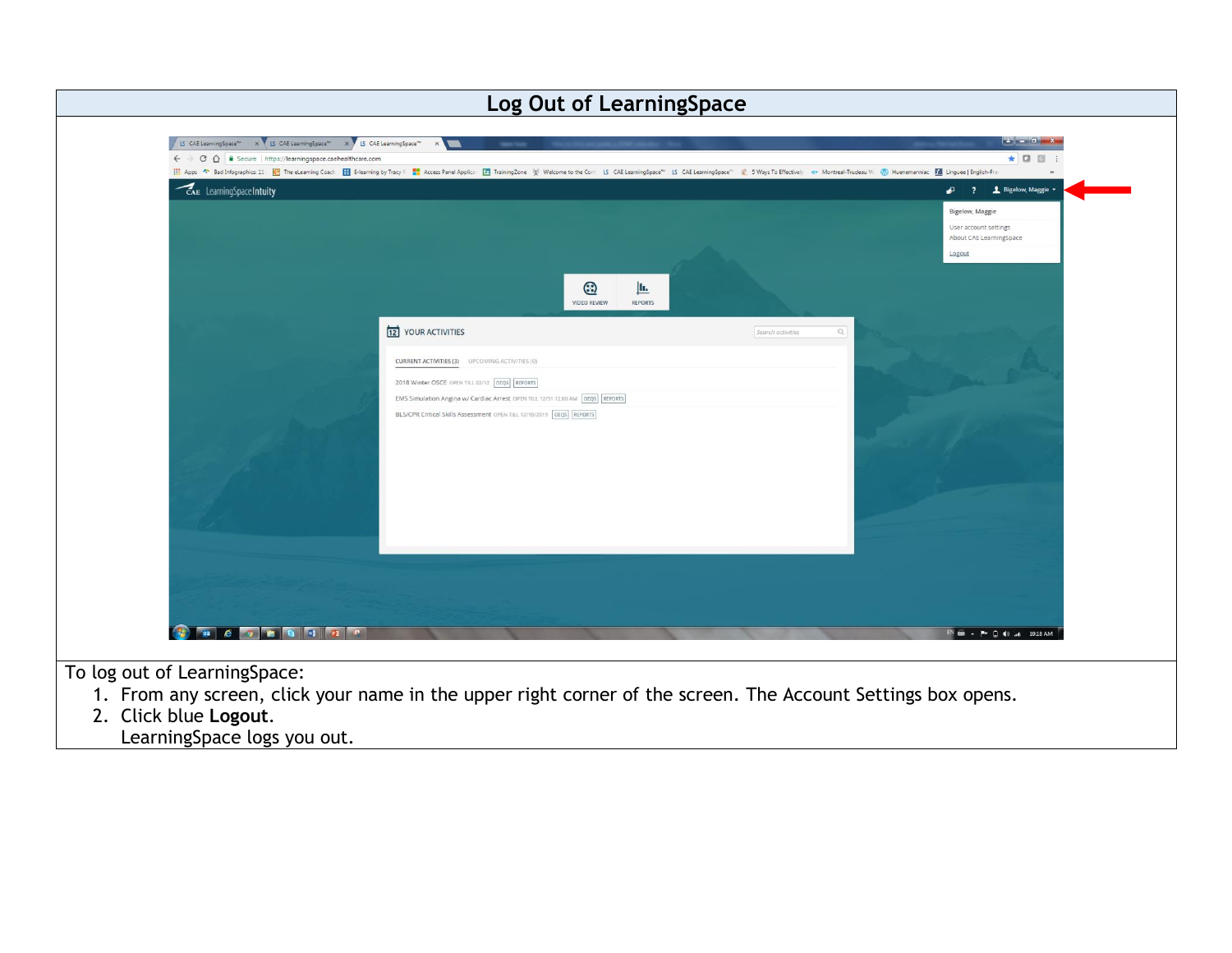## Log Out of LearningSpace

To log out of LearningSpace:

1. From any screen, click your name in the upper right corner of the screen. The Account Settings box opens.
2. Click blue **Logout**.
   LearningSpace logs you out.